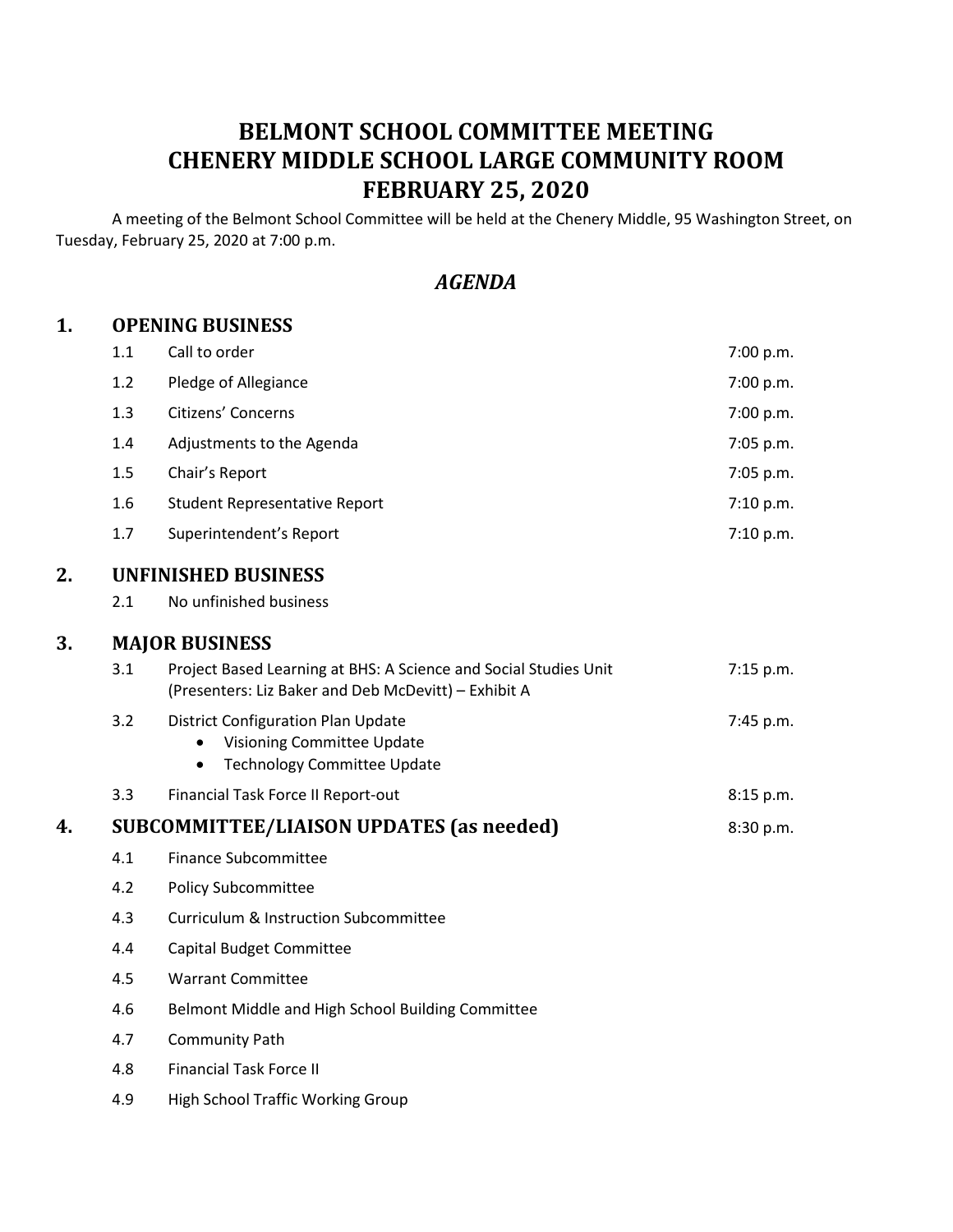# BELMONT SCHOOL COMMITTEE MEETING
# CHENERY MIDDLE SCHOOL LARGE COMMUNITY ROOM
# FEBRUARY 25, 2020

A meeting of the Belmont School Committee will be held at the Chenery Middle, 95 Washington Street, on Tuesday, February 25, 2020 at 7:00 p.m.

## *AGENDA*

| | | | |
|---|---|---|---|
| **1.** | **OPENING BUSINESS** | | |
| | 1.1 | Call to order | 7:00 p.m. |
| | 1.2 | Pledge of Allegiance | 7:00 p.m. |
| | 1.3 | Citizens' Concerns | 7:00 p.m. |
| | 1.4 | Adjustments to the Agenda | 7:05 p.m. |
| | 1.5 | Chair's Report | 7:05 p.m. |
| | 1.6 | Student Representative Report | 7:10 p.m. |
| | 1.7 | Superintendent's Report | 7:10 p.m. |
| **2.** | **UNFINISHED BUSINESS** | | |
| | 2.1 | No unfinished business | |
| **3.** | **MAJOR BUSINESS** | | |
| | 3.1 | Project Based Learning at BHS: A Science and Social Studies Unit (Presenters: Liz Baker and Deb McDevitt) – Exhibit A | 7:15 p.m. |
| | 3.2 | District Configuration Plan Update<br>• Visioning Committee Update<br>• Technology Committee Update | 7:45 p.m. |
| | 3.3 | Financial Task Force II Report-out | 8:15 p.m. |
| **4.** | **SUBCOMMITTEE/LIAISON UPDATES (as needed)** | | 8:30 p.m. |
| | 4.1 | Finance Subcommittee | |
| | 4.2 | Policy Subcommittee | |
| | 4.3 | Curriculum & Instruction Subcommittee | |
| | 4.4 | Capital Budget Committee | |
| | 4.5 | Warrant Committee | |
| | 4.6 | Belmont Middle and High School Building Committee | |
| | 4.7 | Community Path | |
| | 4.8 | Financial Task Force II | |
| | 4.9 | High School Traffic Working Group | |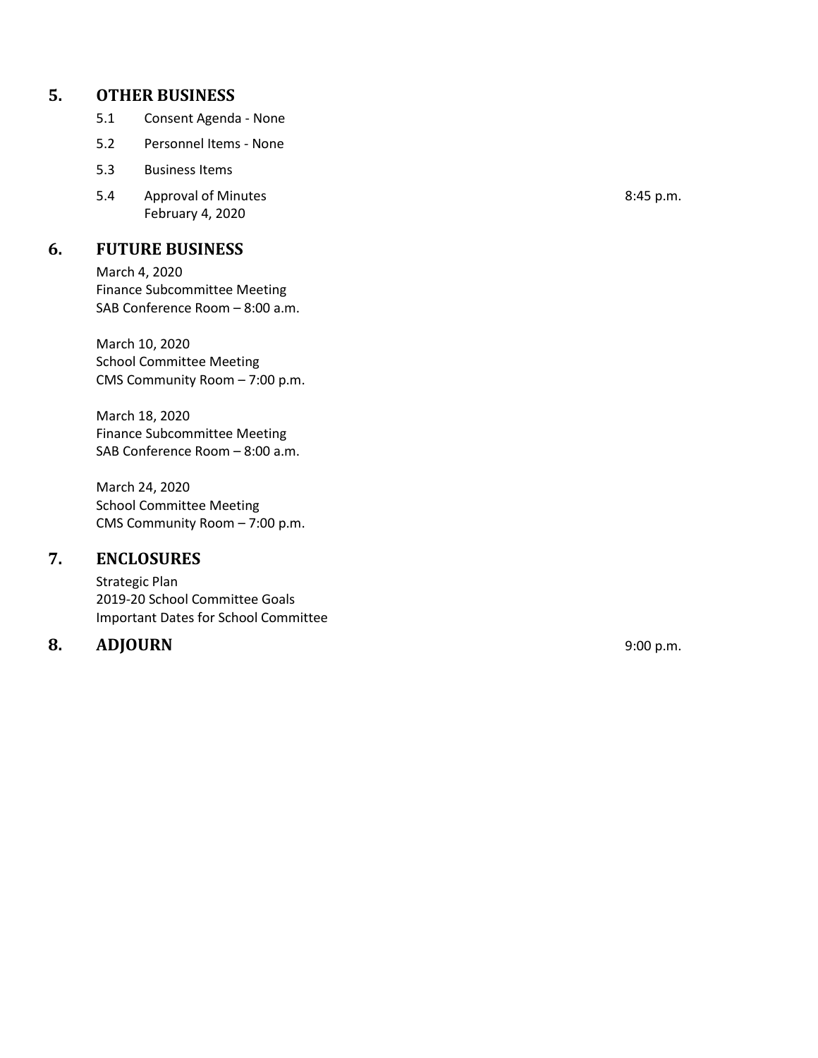## 5. OTHER BUSINESS

5.1 Consent Agenda - None

5.2 Personnel Items - None

5.3 Business Items

5.4 Approval of Minutes — 8:45 p.m.
February 4, 2020

## 6. FUTURE BUSINESS

March 4, 2020
Finance Subcommittee Meeting
SAB Conference Room – 8:00 a.m.

March 10, 2020
School Committee Meeting
CMS Community Room – 7:00 p.m.

March 18, 2020
Finance Subcommittee Meeting
SAB Conference Room – 8:00 a.m.

March 24, 2020
School Committee Meeting
CMS Community Room – 7:00 p.m.

## 7. ENCLOSURES

Strategic Plan
2019-20 School Committee Goals
Important Dates for School Committee

## 8. ADJOURN — 9:00 p.m.